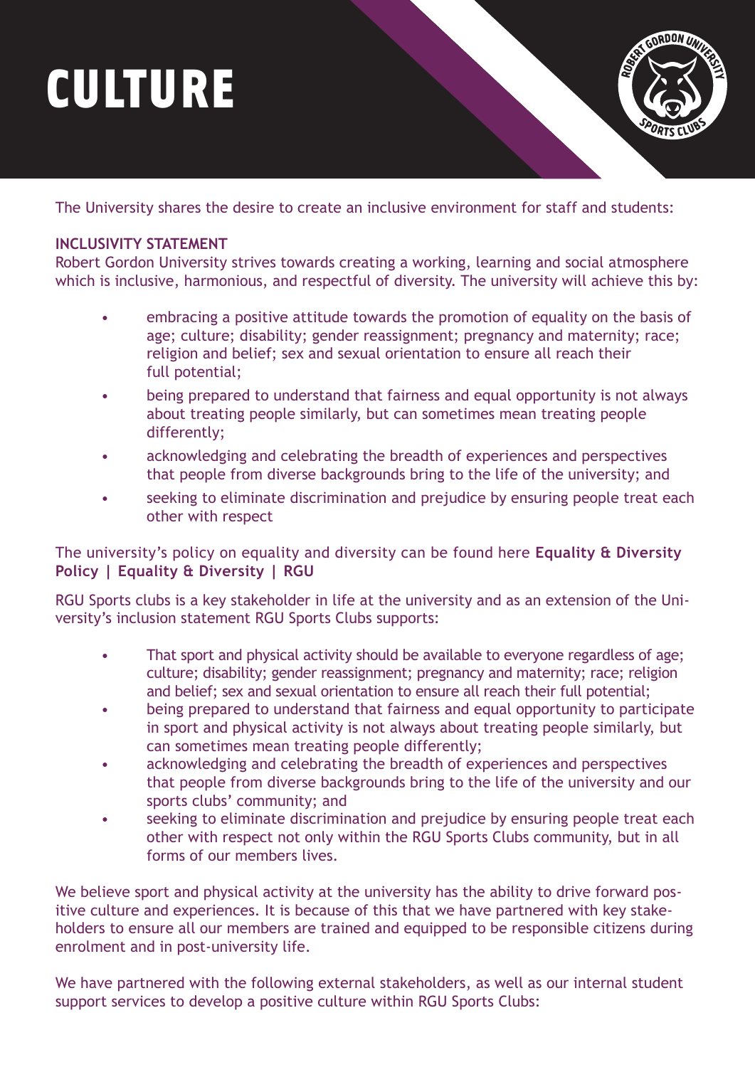# CULTURE

The University shares the desire to create an inclusive environment for staff and students:

**INCLUSIVITY STATEMENT**

Robert Gordon University strives towards creating a working, learning and social atmosphere which is inclusive, harmonious, and respectful of diversity. The university will achieve this by:

- embracing a positive attitude towards the promotion of equality on the basis of age; culture; disability; gender reassignment; pregnancy and maternity; race; religion and belief; sex and sexual orientation to ensure all reach their full potential;
- being prepared to understand that fairness and equal opportunity is not always about treating people similarly, but can sometimes mean treating people differently;
- acknowledging and celebrating the breadth of experiences and perspectives that people from diverse backgrounds bring to the life of the university; and
- seeking to eliminate discrimination and prejudice by ensuring people treat each other with respect

The university's policy on equality and diversity can be found here **Equality & Diversity Policy | Equality & Diversity | RGU**

RGU Sports clubs is a key stakeholder in life at the university and as an extension of the University's inclusion statement RGU Sports Clubs supports:

- That sport and physical activity should be available to everyone regardless of age; culture; disability; gender reassignment; pregnancy and maternity; race; religion and belief; sex and sexual orientation to ensure all reach their full potential;
- being prepared to understand that fairness and equal opportunity to participate in sport and physical activity is not always about treating people similarly, but can sometimes mean treating people differently;
- acknowledging and celebrating the breadth of experiences and perspectives that people from diverse backgrounds bring to the life of the university and our sports clubs' community; and
- seeking to eliminate discrimination and prejudice by ensuring people treat each other with respect not only within the RGU Sports Clubs community, but in all forms of our members lives.

We believe sport and physical activity at the university has the ability to drive forward positive culture and experiences. It is because of this that we have partnered with key stakeholders to ensure all our members are trained and equipped to be responsible citizens during enrolment and in post-university life.

We have partnered with the following external stakeholders, as well as our internal student support services to develop a positive culture within RGU Sports Clubs: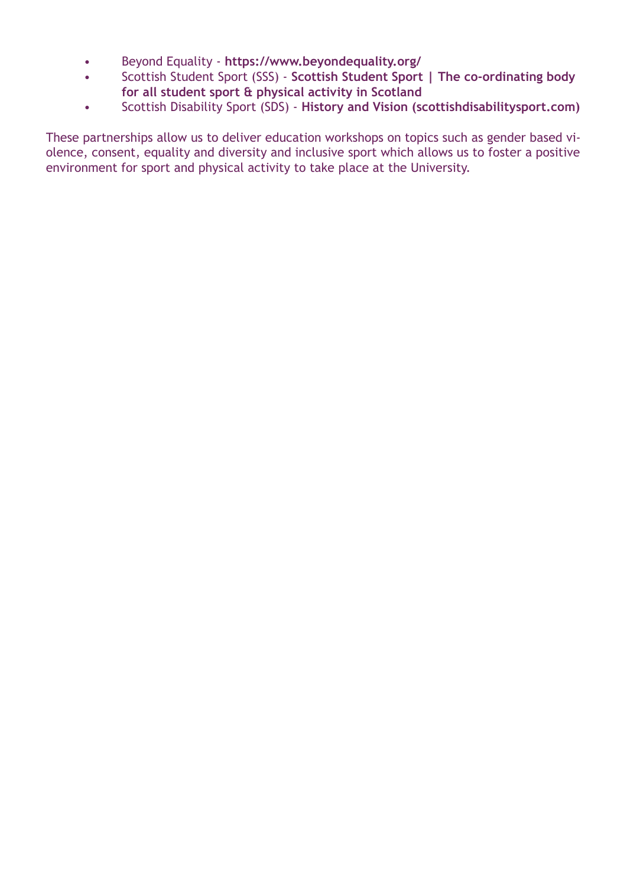- Beyond Equality - **https://www.beyondequality.org/**
- Scottish Student Sport (SSS) - **Scottish Student Sport | The co-ordinating body for all student sport & physical activity in Scotland**
- Scottish Disability Sport (SDS) - **History and Vision (scottishdisabilitysport.com)**

These partnerships allow us to deliver education workshops on topics such as gender based violence, consent, equality and diversity and inclusive sport which allows us to foster a positive environment for sport and physical activity to take place at the University.